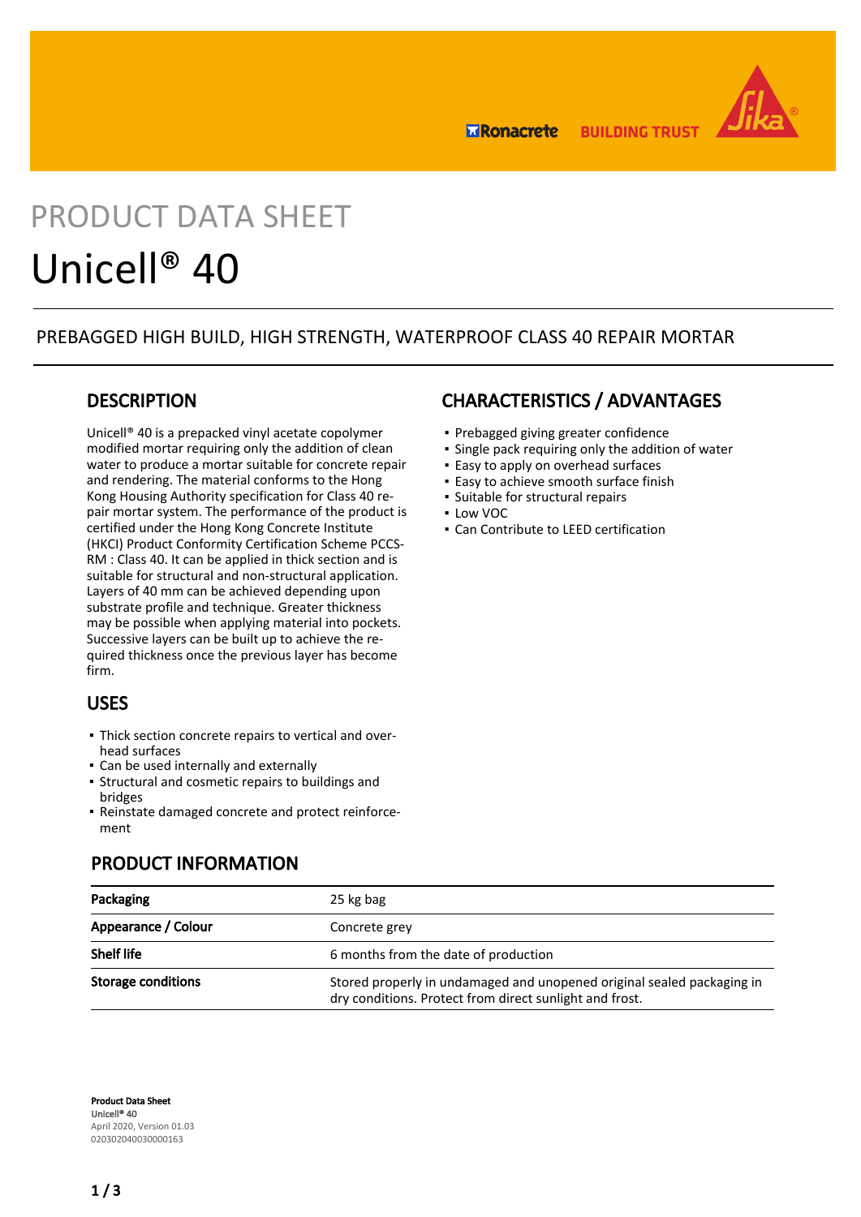PRODUCT DATA SHEET

# Unicell® 40

PREBAGGED HIGH BUILD, HIGH STRENGTH, WATERPROOF CLASS 40 REPAIR MORTAR

## DESCRIPTION

Unicell® 40 is a prepacked vinyl acetate copolymer modified mortar requiring only the addition of clean water to produce a mortar suitable for concrete repair and rendering. The material conforms to the Hong Kong Housing Authority specification for Class 40 repair mortar system. The performance of the product is certified under the Hong Kong Concrete Institute (HKCI) Product Conformity Certification Scheme PCCS-RM : Class 40. It can be applied in thick section and is suitable for structural and non-structural application. Layers of 40 mm can be achieved depending upon substrate profile and technique. Greater thickness may be possible when applying material into pockets. Successive layers can be built up to achieve the required thickness once the previous layer has become firm.

## USES

- Thick section concrete repairs to vertical and overhead surfaces
- Can be used internally and externally
- Structural and cosmetic repairs to buildings and bridges
- Reinstate damaged concrete and protect reinforcement

## CHARACTERISTICS / ADVANTAGES

- Prebagged giving greater confidence
- Single pack requiring only the addition of water
- Easy to apply on overhead surfaces
- Easy to achieve smooth surface finish
- Suitable for structural repairs
- Low VOC
- Can Contribute to LEED certification

## PRODUCT INFORMATION

| | |
|---|---|
| **Packaging** | 25 kg bag |
| **Appearance / Colour** | Concrete grey |
| **Shelf life** | 6 months from the date of production |
| **Storage conditions** | Stored properly in undamaged and unopened original sealed packaging in dry conditions. Protect from direct sunlight and frost. |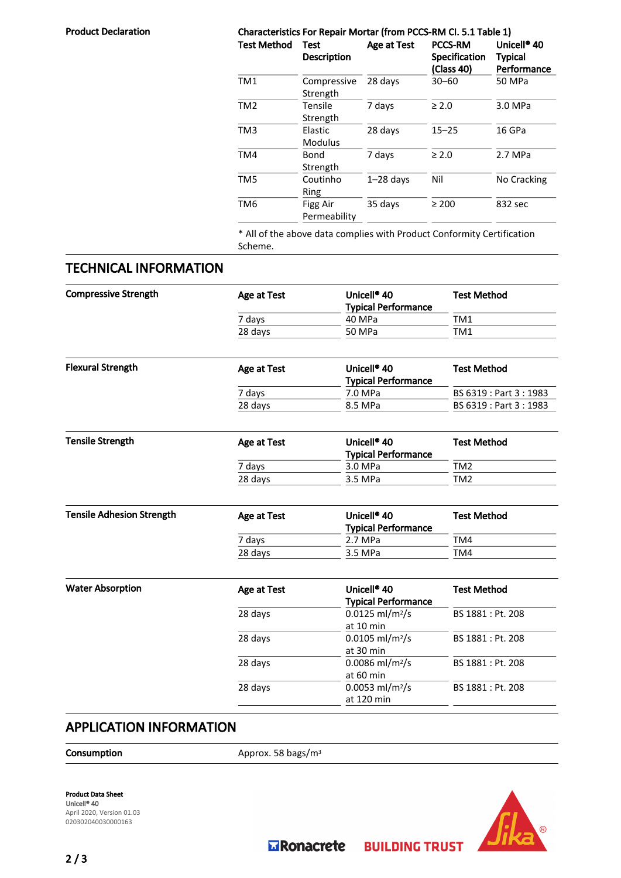**Product Declaration**

**Characteristics For Repair Mortar (from PCCS-RM Cl. 5.1 Table 1)**

| Test Method | Test Description | Age at Test | PCCS-RM Specification (Class 40) | Unicell® 40 Typical Performance |
|---|---|---|---|---|
| TM1 | Compressive Strength | 28 days | 30–60 | 50 MPa |
| TM2 | Tensile Strength | 7 days | ≥ 2.0 | 3.0 MPa |
| TM3 | Elastic Modulus | 28 days | 15–25 | 16 GPa |
| TM4 | Bond Strength | 7 days | ≥ 2.0 | 2.7 MPa |
| TM5 | Coutinho Ring | 1–28 days | Nil | No Cracking |
| TM6 | Figg Air Permeability | 35 days | ≥ 200 | 832 sec |

* All of the above data complies with Product Conformity Certification Scheme.

## TECHNICAL INFORMATION

**Compressive Strength**

| Age at Test | Unicell® 40 Typical Performance | Test Method |
|---|---|---|
| 7 days | 40 MPa | TM1 |
| 28 days | 50 MPa | TM1 |

**Flexural Strength**

| Age at Test | Unicell® 40 Typical Performance | Test Method |
|---|---|---|
| 7 days | 7.0 MPa | BS 6319 : Part 3 : 1983 |
| 28 days | 8.5 MPa | BS 6319 : Part 3 : 1983 |

**Tensile Strength**

| Age at Test | Unicell® 40 Typical Performance | Test Method |
|---|---|---|
| 7 days | 3.0 MPa | TM2 |
| 28 days | 3.5 MPa | TM2 |

**Tensile Adhesion Strength**

| Age at Test | Unicell® 40 Typical Performance | Test Method |
|---|---|---|
| 7 days | 2.7 MPa | TM4 |
| 28 days | 3.5 MPa | TM4 |

**Water Absorption**

| Age at Test | Unicell® 40 Typical Performance | Test Method |
|---|---|---|
| 28 days | 0.0125 ml/m²/s at 10 min | BS 1881 : Pt. 208 |
| 28 days | 0.0105 ml/m²/s at 30 min | BS 1881 : Pt. 208 |
| 28 days | 0.0086 ml/m²/s at 60 min | BS 1881 : Pt. 208 |
| 28 days | 0.0053 ml/m²/s at 120 min | BS 1881 : Pt. 208 |

## APPLICATION INFORMATION

**Consumption**

Approx. 58 bags/m³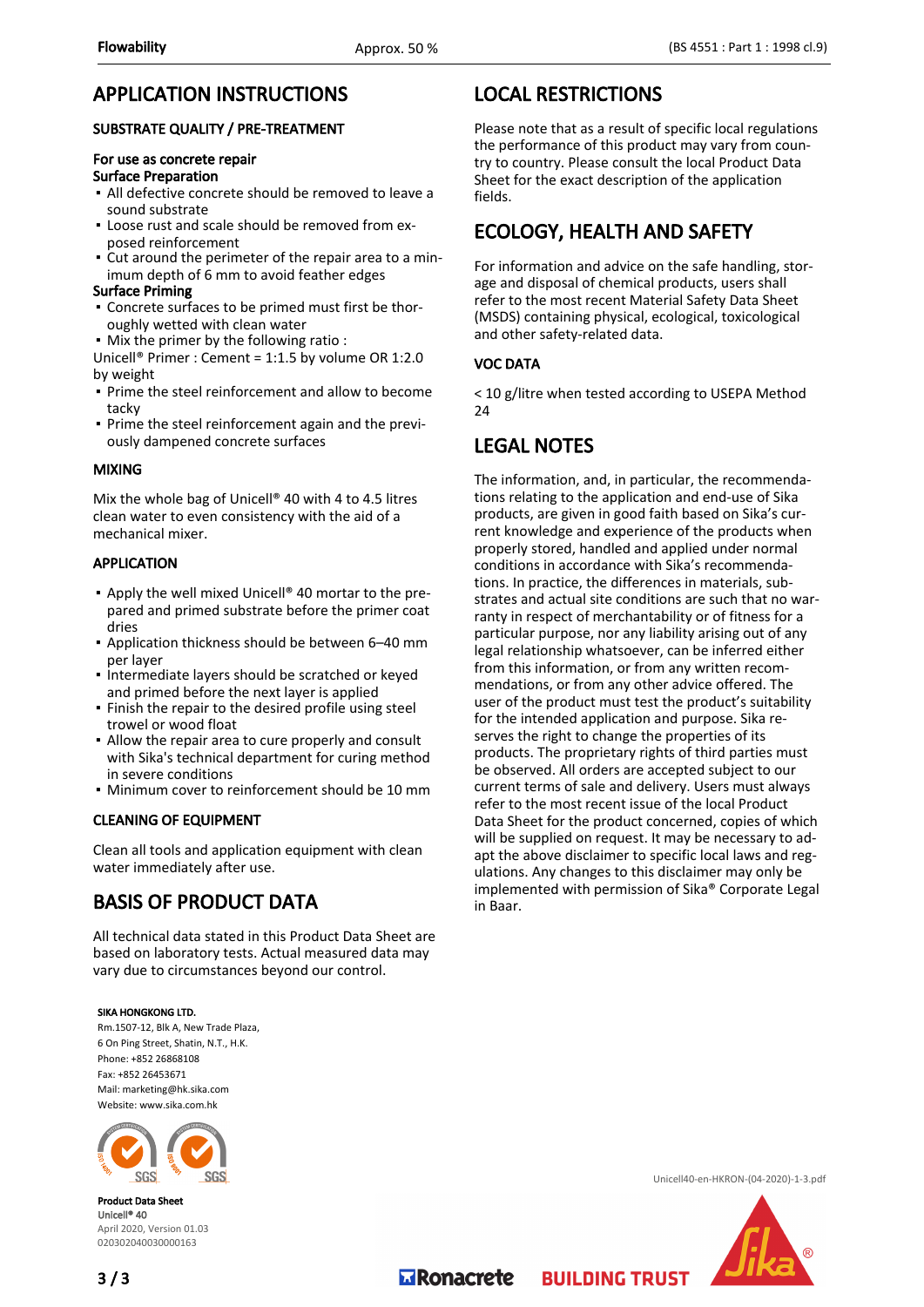| | | |
|---|---|---|
| **Flowability** | Approx. 50 % | (BS 4551 : Part 1 : 1998 cl.9) |

## APPLICATION INSTRUCTIONS

### SUBSTRATE QUALITY / PRE-TREATMENT

**For use as concrete repair**
**Surface Preparation**

- All defective concrete should be removed to leave a sound substrate
- Loose rust and scale should be removed from exposed reinforcement
- Cut around the perimeter of the repair area to a minimum depth of 6 mm to avoid feather edges

**Surface Priming**

- Concrete surfaces to be primed must first be thoroughly wetted with clean water
- Mix the primer by the following ratio :

Unicell® Primer : Cement = 1:1.5 by volume OR 1:2.0 by weight

- Prime the steel reinforcement and allow to become tacky
- Prime the steel reinforcement again and the previously dampened concrete surfaces

### MIXING

Mix the whole bag of Unicell® 40 with 4 to 4.5 litres clean water to even consistency with the aid of a mechanical mixer.

### APPLICATION

- Apply the well mixed Unicell® 40 mortar to the prepared and primed substrate before the primer coat dries
- Application thickness should be between 6–40 mm per layer
- Intermediate layers should be scratched or keyed and primed before the next layer is applied
- Finish the repair to the desired profile using steel trowel or wood float
- Allow the repair area to cure properly and consult with Sika's technical department for curing method in severe conditions
- Minimum cover to reinforcement should be 10 mm

### CLEANING OF EQUIPMENT

Clean all tools and application equipment with clean water immediately after use.

## BASIS OF PRODUCT DATA

All technical data stated in this Product Data Sheet are based on laboratory tests. Actual measured data may vary due to circumstances beyond our control.

## LOCAL RESTRICTIONS

Please note that as a result of specific local regulations the performance of this product may vary from country to country. Please consult the local Product Data Sheet for the exact description of the application fields.

## ECOLOGY, HEALTH AND SAFETY

For information and advice on the safe handling, storage and disposal of chemical products, users shall refer to the most recent Material Safety Data Sheet (MSDS) containing physical, ecological, toxicological and other safety-related data.

### VOC DATA

< 10 g/litre when tested according to USEPA Method 24

## LEGAL NOTES

The information, and, in particular, the recommendations relating to the application and end-use of Sika products, are given in good faith based on Sika's current knowledge and experience of the products when properly stored, handled and applied under normal conditions in accordance with Sika's recommendations. In practice, the differences in materials, substrates and actual site conditions are such that no warranty in respect of merchantability or of fitness for a particular purpose, nor any liability arising out of any legal relationship whatsoever, can be inferred either from this information, or from any written recommendations, or from any other advice offered. The user of the product must test the product's suitability for the intended application and purpose. Sika reserves the right to change the properties of its products. The proprietary rights of third parties must be observed. All orders are accepted subject to our current terms of sale and delivery. Users must always refer to the most recent issue of the local Product Data Sheet for the product concerned, copies of which will be supplied on request. It may be necessary to adapt the above disclaimer to specific local laws and regulations. Any changes to this disclaimer may only be implemented with permission of Sika® Corporate Legal in Baar.

**SIKA HONGKONG LTD.**
Rm.1507-12, Blk A, New Trade Plaza,
6 On Ping Street, Shatin, N.T., H.K.
Phone: +852 26868108
Fax: +852 26453671
Mail: marketing@hk.sika.com
Website: www.sika.com.hk

**Product Data Sheet**
**Unicell® 40**
April 2020, Version 01.03
020302040030000163

Unicell40-en-HKRON-(04-2020)-1-3.pdf

Ronacrete BUILDING TRUST